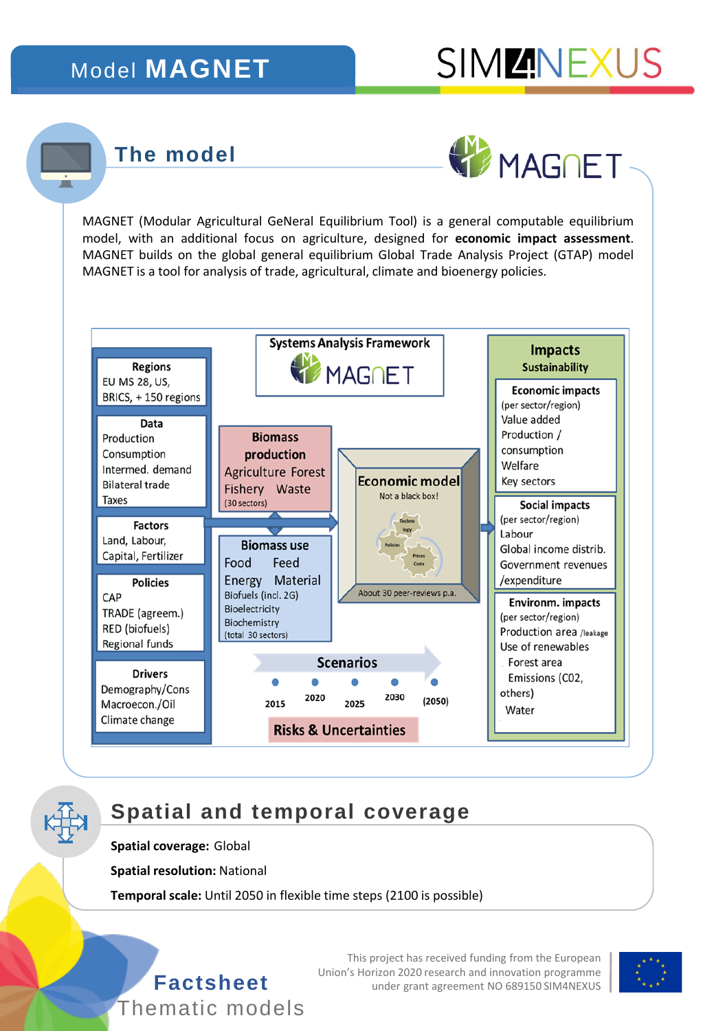# Model MAGNET

## The model

MAGNET (Modular Agricultural GeNeral Equilibrium Tool) is a general computable equilibrium model, with an additional focus on agriculture, designed for **economic impact assessment**. MAGNET builds on the global general equilibrium Global Trade Analysis Project (GTAP) model MAGNET is a tool for analysis of trade, agricultural, climate and bioenergy policies.

**Systems Analysis Framework** MAGNET

**Regions**
EU MS 28, US, BRICS, + 150 regions

**Data**
Production
Consumption
Intermed. demand
Bilateral trade
Taxes

**Factors**
Land, Labour, Capital, Fertilizer

**Policies**
CAP
TRADE (agreem.)
RED (biofuels)
Regional funds

**Drivers**
Demography/Cons
Macroecon./Oil
Climate change

**Biomass production**
Agriculture Forest
Fishery Waste
(30 sectors)

**Biomass use**
Food Feed
Energy Material
Biofuels (incl. 2G)
Bioelectricity
Biochemistry
(total 30 sectors)

**Economic model**
Not a black box!
Technology, Policies, Prices Costs
About 30 peer-reviews p.a.

**Scenarios**
2015, 2020, 2025, 2030, (2050)

**Risks & Uncertainties**

**Impacts**
**Sustainability**

**Economic impacts**
(per sector/region)
Value added
Production / consumption
Welfare
Key sectors

**Social impacts**
(per sector/region)
Labour
Global income distrib.
Government revenues /expenditure

**Environm. impacts**
(per sector/region)
Production area /leakage
Use of renewables
Forest area
Emissions (C02, others)
Water

## Spatial and temporal coverage

**Spatial coverage:** Global

**Spatial resolution:** National

**Temporal scale:** Until 2050 in flexible time steps (2100 is possible)

**Factsheet**
Thematic models

This project has received funding from the European Union's Horizon 2020 research and innovation programme under grant agreement NO 689150 SIM4NEXUS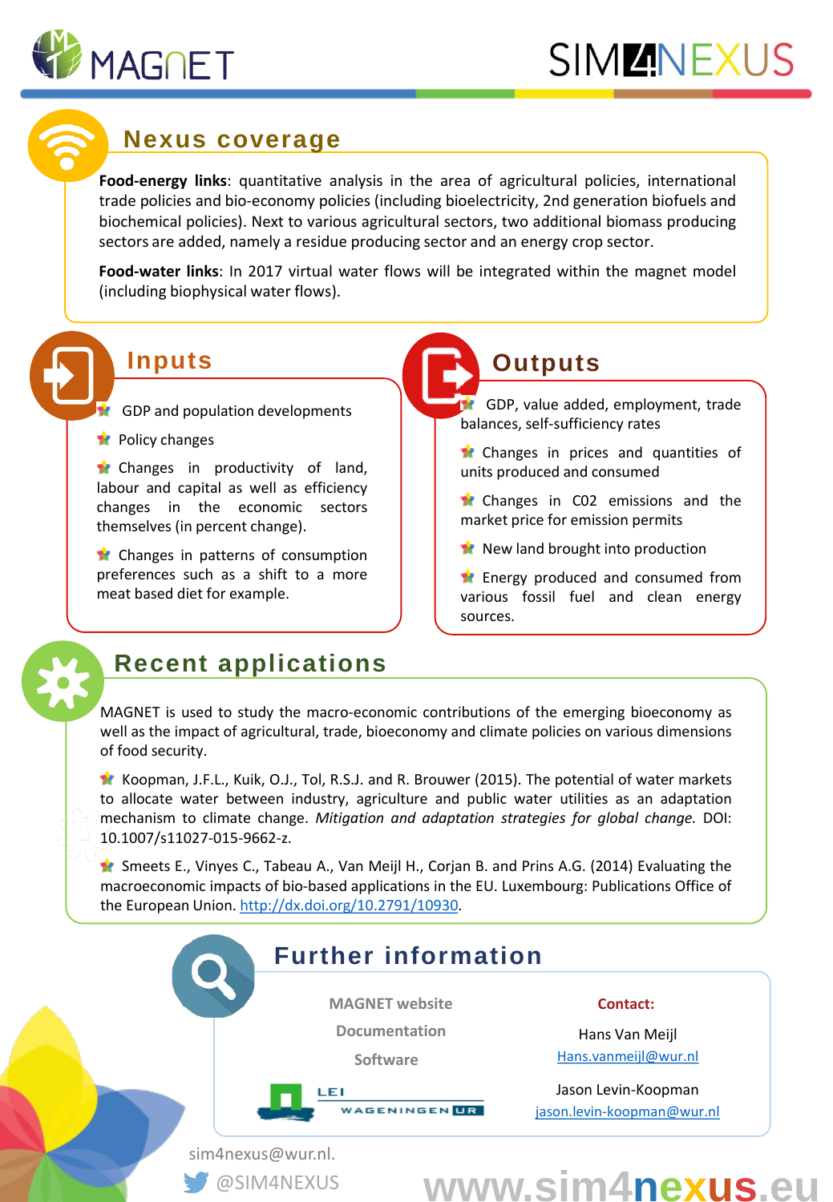MAGNET

SIM4NEXUS

## Nexus coverage

**Food-energy links**: quantitative analysis in the area of agricultural policies, international trade policies and bio-economy policies (including bioelectricity, 2nd generation biofuels and biochemical policies). Next to various agricultural sectors, two additional biomass producing sectors are added, namely a residue producing sector and an energy crop sector.

**Food-water links**: In 2017 virtual water flows will be integrated within the magnet model (including biophysical water flows).

## Inputs

- GDP and population developments
- Policy changes
- Changes in productivity of land, labour and capital as well as efficiency changes in the economic sectors themselves (in percent change).
- Changes in patterns of consumption preferences such as a shift to a more meat based diet for example.

## Outputs

- GDP, value added, employment, trade balances, self-sufficiency rates
- Changes in prices and quantities of units produced and consumed
- Changes in C02 emissions and the market price for emission permits
- New land brought into production
- Energy produced and consumed from various fossil fuel and clean energy sources.

## Recent applications

MAGNET is used to study the macro-economic contributions of the emerging bioeconomy as well as the impact of agricultural, trade, bioeconomy and climate policies on various dimensions of food security.

- Koopman, J.F.L., Kuik, O.J., Tol, R.S.J. and R. Brouwer (2015). The potential of water markets to allocate water between industry, agriculture and public water utilities as an adaptation mechanism to climate change. *Mitigation and adaptation strategies for global change.* DOI: 10.1007/s11027-015-9662-z.
- Smeets E., Vinyes C., Tabeau A., Van Meijl H., Corjan B. and Prins A.G. (2014) Evaluating the macroeconomic impacts of bio-based applications in the EU. Luxembourg: Publications Office of the European Union. http://dx.doi.org/10.2791/10930.

## Further information

**MAGNET website**

**Documentation**

**Software**

LEI WAGENINGEN UR

**Contact:**

Hans Van Meijl
Hans.vanmeijl@wur.nl

Jason Levin-Koopman
jason.levin-koopman@wur.nl

sim4nexus@wur.nl.

@SIM4NEXUS

www.sim4nexus.eu